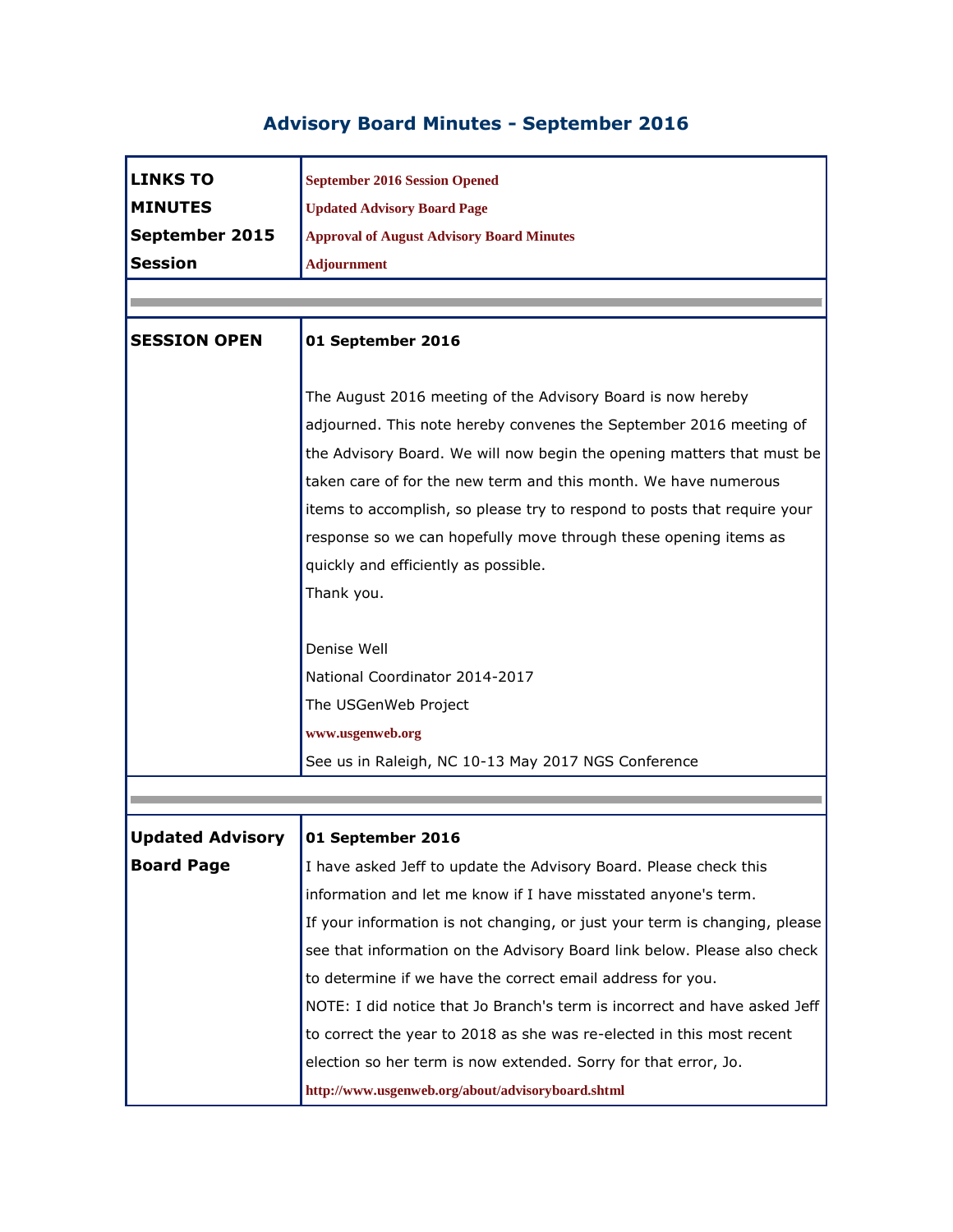# Advisory Board Minutes - September 2016

| LINKS TO MINUTES September 2015 Session | September 2016 Session Opened<br>Updated Advisory Board Page<br>Approval of August Advisory Board Minutes<br>Adjournment |
|---|---|
| **SESSION OPEN** | **01 September 2016**<br><br>The August 2016 meeting of the Advisory Board is now hereby adjourned. This note hereby convenes the September 2016 meeting of the Advisory Board. We will now begin the opening matters that must be taken care of for the new term and this month. We have numerous items to accomplish, so please try to respond to posts that require your response so we can hopefully move through these opening items as quickly and efficiently as possible.<br>Thank you.<br><br>Denise Well<br>National Coordinator 2014-2017<br>The USGenWeb Project<br>www.usgenweb.org<br>See us in Raleigh, NC 10-13 May 2017 NGS Conference |
| **Updated Advisory Board Page** | **01 September 2016**<br>I have asked Jeff to update the Advisory Board. Please check this information and let me know if I have misstated anyone's term.<br>If your information is not changing, or just your term is changing, please see that information on the Advisory Board link below. Please also check to determine if we have the correct email address for you.<br>NOTE: I did notice that Jo Branch's term is incorrect and have asked Jeff to correct the year to 2018 as she was re-elected in this most recent election so her term is now extended. Sorry for that error, Jo.<br>http://www.usgenweb.org/about/advisoryboard.shtml |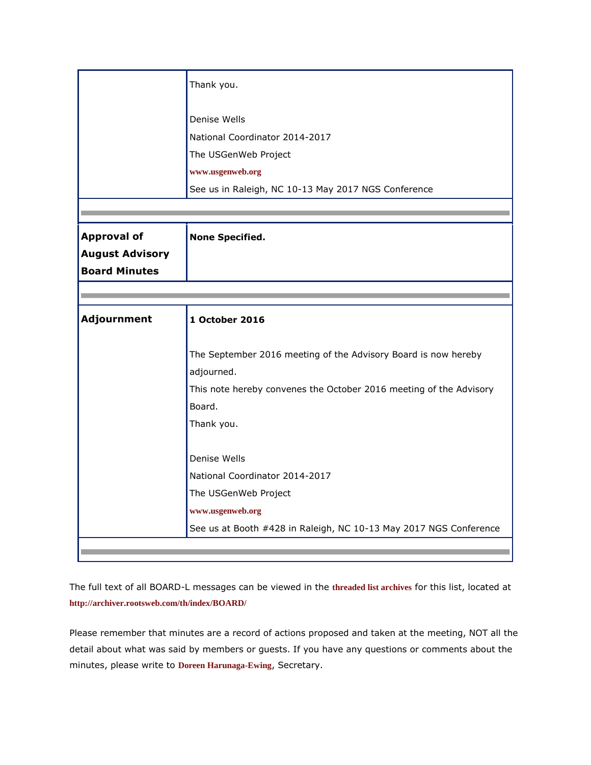| | |
|---|---|
| | Thank you.<br><br>Denise Wells<br>National Coordinator 2014-2017<br>The USGenWeb Project<br>www.usgenweb.org<br>See us in Raleigh, NC 10-13 May 2017 NGS Conference |
| **Approval of August Advisory Board Minutes** | **None Specified.** |
| **Adjournment** | **1 October 2016**<br><br>The September 2016 meeting of the Advisory Board is now hereby adjourned.<br>This note hereby convenes the October 2016 meeting of the Advisory Board.<br>Thank you.<br><br>Denise Wells<br>National Coordinator 2014-2017<br>The USGenWeb Project<br>www.usgenweb.org<br>See us at Booth #428 in Raleigh, NC 10-13 May 2017 NGS Conference |

The full text of all BOARD-L messages can be viewed in the **threaded list archives** for this list, located at **http://archiver.rootsweb.com/th/index/BOARD/**

Please remember that minutes are a record of actions proposed and taken at the meeting, NOT all the detail about what was said by members or guests. If you have any questions or comments about the minutes, please write to **Doreen Harunaga-Ewing**, Secretary.